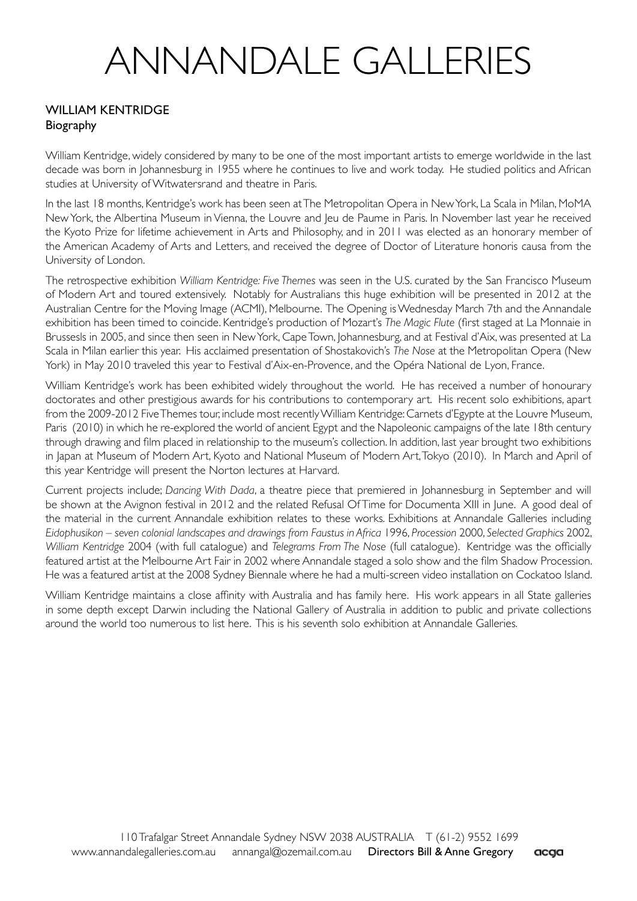# ANNANDALE GALLERIES

## WILLIAM KENTRIDGE
### Biography

William Kentridge, widely considered by many to be one of the most important artists to emerge worldwide in the last decade was born in Johannesburg in 1955 where he continues to live and work today. He studied politics and African studies at University of Witwatersrand and theatre in Paris.

In the last 18 months, Kentridge's work has been seen at The Metropolitan Opera in New York, La Scala in Milan, MoMA New York, the Albertina Museum in Vienna, the Louvre and Jeu de Paume in Paris. In November last year he received the Kyoto Prize for lifetime achievement in Arts and Philosophy, and in 2011 was elected as an honorary member of the American Academy of Arts and Letters, and received the degree of Doctor of Literature honoris causa from the University of London.

The retrospective exhibition *William Kentridge: Five Themes* was seen in the U.S. curated by the San Francisco Museum of Modern Art and toured extensively. Notably for Australians this huge exhibition will be presented in 2012 at the Australian Centre for the Moving Image (ACMI), Melbourne. The Opening is Wednesday March 7th and the Annandale exhibition has been timed to coincide. Kentridge's production of Mozart's *The Magic Flute* (first staged at La Monnaie in Brussesls in 2005, and since then seen in New York, Cape Town, Johannesburg, and at Festival d'Aix, was presented at La Scala in Milan earlier this year. His acclaimed presentation of Shostakovich's *The Nose* at the Metropolitan Opera (New York) in May 2010 traveled this year to Festival d'Aix-en-Provence, and the Opéra National de Lyon, France.

William Kentridge's work has been exhibited widely throughout the world. He has received a number of honourary doctorates and other prestigious awards for his contributions to contemporary art. His recent solo exhibitions, apart from the 2009-2012 Five Themes tour, include most recently William Kentridge: Carnets d'Egypte at the Louvre Museum, Paris (2010) in which he re-explored the world of ancient Egypt and the Napoleonic campaigns of the late 18th century through drawing and film placed in relationship to the museum's collection. In addition, last year brought two exhibitions in Japan at Museum of Modern Art, Kyoto and National Museum of Modern Art, Tokyo (2010). In March and April of this year Kentridge will present the Norton lectures at Harvard.

Current projects include; *Dancing With Dada*, a theatre piece that premiered in Johannesburg in September and will be shown at the Avignon festival in 2012 and the related Refusal Of Time for Documenta XIII in June. A good deal of the material in the current Annandale exhibition relates to these works. Exhibitions at Annandale Galleries including *Eidophusikon – seven colonial landscapes and drawings from Faustus in Africa* 1996, *Procession* 2000, *Selected Graphics* 2002, *William Kentridge* 2004 (with full catalogue) and *Telegrams From The Nose* (full catalogue). Kentridge was the officially featured artist at the Melbourne Art Fair in 2002 where Annandale staged a solo show and the film Shadow Procession. He was a featured artist at the 2008 Sydney Biennale where he had a multi-screen video installation on Cockatoo Island.

William Kentridge maintains a close affinity with Australia and has family here. His work appears in all State galleries in some depth except Darwin including the National Gallery of Australia in addition to public and private collections around the world too numerous to list here. This is his seventh solo exhibition at Annandale Galleries.

110 Trafalgar Street Annandale Sydney NSW 2038 AUSTRALIA T (61-2) 9552 1699
www.annandalegalleries.com.au annangal@ozemail.com.au **Directors Bill & Anne Gregory** acga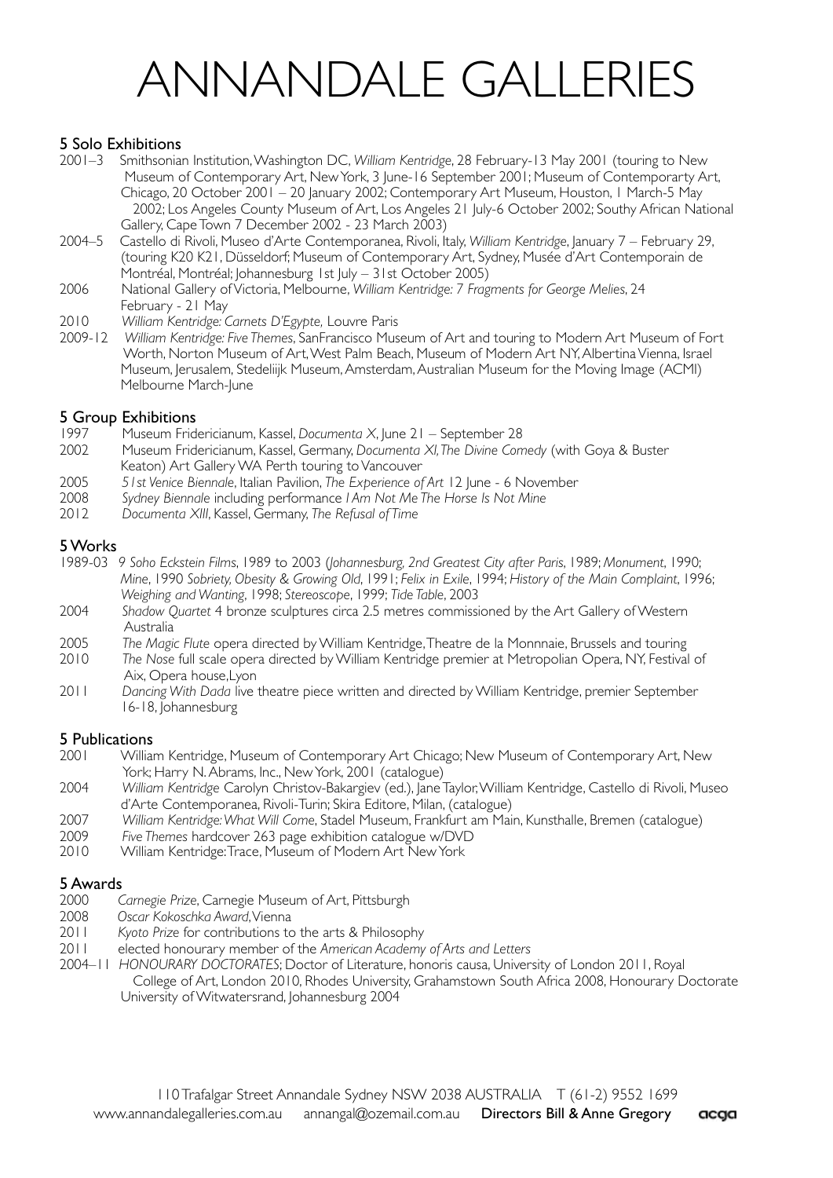# ANNANDALE GALLERIES

## 5 Solo Exhibitions

2001–3 Smithsonian Institution, Washington DC, *William Kentridge*, 28 February-13 May 2001 (touring to New Museum of Contemporary Art, New York, 3 June-16 September 2001; Museum of Contemporarty Art, Chicago, 20 October 2001 – 20 January 2002; Contemporary Art Museum, Houston, 1 March-5 May 2002; Los Angeles County Museum of Art, Los Angeles 21 July-6 October 2002; Southy African National Gallery, Cape Town 7 December 2002 - 23 March 2003)

2004–5 Castello di Rivoli, Museo d'Arte Contemporanea, Rivoli, Italy, *William Kentridge*, January 7 – February 29, (touring K20 K21, Düsseldorf; Museum of Contemporary Art, Sydney, Musée d'Art Contemporain de Montréal, Montréal; Johannesburg 1st July – 31st October 2005)

2006 National Gallery of Victoria, Melbourne, *William Kentridge: 7 Fragments for George Melies*, 24 February - 21 May

2010 *William Kentridge: Carnets D'Egypte,* Louvre Paris

2009-12 *William Kentridge: Five Themes*, SanFrancisco Museum of Art and touring to Modern Art Museum of Fort Worth, Norton Museum of Art, West Palm Beach, Museum of Modern Art NY, Albertina Vienna, Israel Museum, Jerusalem, Stedeliijk Museum, Amsterdam, Australian Museum for the Moving Image (ACMI) Melbourne March-June

## 5 Group Exhibitions

1997 Museum Fridericianum, Kassel, *Documenta X*, June 21 – September 28

2002 Museum Fridericianum, Kassel, Germany, *Documenta XI, The Divine Comedy* (with Goya & Buster Keaton) Art Gallery WA Perth touring to Vancouver

2005 *51st Venice Biennale*, Italian Pavilion, *The Experience of Art* 12 June - 6 November

2008 *Sydney Biennale* including performance *I Am Not Me The Horse Is Not Mine*

2012 *Documenta XIII*, Kassel, Germany, *The Refusal of Time*

## 5 Works

1989-03 *9 Soho Eckstein Films*, 1989 to 2003 (*Johannesburg, 2nd Greatest City after Paris*, 1989; *Monument*, 1990; *Mine*, 1990 *Sobriety, Obesity & Growing Old*, 1991; *Felix in Exile*, 1994; *History of the Main Complaint*, 1996; *Weighing and Wanting*, 1998; *Stereoscope*, 1999; *Tide Table*, 2003

2004 *Shadow Quartet* 4 bronze sculptures circa 2.5 metres commissioned by the Art Gallery of Western Australia

2005 *The Magic Flute* opera directed by William Kentridge, Theatre de la Monnnaie, Brussels and touring

2010 *The Nose* full scale opera directed by William Kentridge premier at Metropolian Opera, NY, Festival of Aix, Opera house, Lyon

2011 *Dancing With Dada* live theatre piece written and directed by William Kentridge, premier September 16-18, Johannesburg

## 5 Publications

2001 William Kentridge, Museum of Contemporary Art Chicago; New Museum of Contemporary Art, New York; Harry N. Abrams, Inc., New York, 2001 (catalogue)

2004 *William Kentridge* Carolyn Christov-Bakargiev (ed.), Jane Taylor, William Kentridge, Castello di Rivoli, Museo d'Arte Contemporanea, Rivoli-Turin; Skira Editore, Milan, (catalogue)

2007 *William Kentridge: What Will Come*, Stadel Museum, Frankfurt am Main, Kunsthalle, Bremen (catalogue)

2009 *Five Themes* hardcover 263 page exhibition catalogue w/DVD

2010 William Kentridge: Trace, Museum of Modern Art New York

## 5 Awards

2000 *Carnegie Prize*, Carnegie Museum of Art, Pittsburgh

2008 *Oscar Kokoschka Award*, Vienna

2011 *Kyoto Prize* for contributions to the arts & Philosophy

2011 elected honourary member of the *American Academy of Arts and Letters*

2004–11 *HONOURARY DOCTORATES*; Doctor of Literature, honoris causa, University of London 2011, Royal College of Art, London 2010, Rhodes University, Grahamstown South Africa 2008, Honourary Doctorate University of Witwatersrand, Johannesburg 2004

110 Trafalgar Street Annandale Sydney NSW 2038 AUSTRALIA T (61-2) 9552 1699
www.annandalegalleries.com.au annangal@ozemail.com.au **Directors Bill & Anne Gregory** acga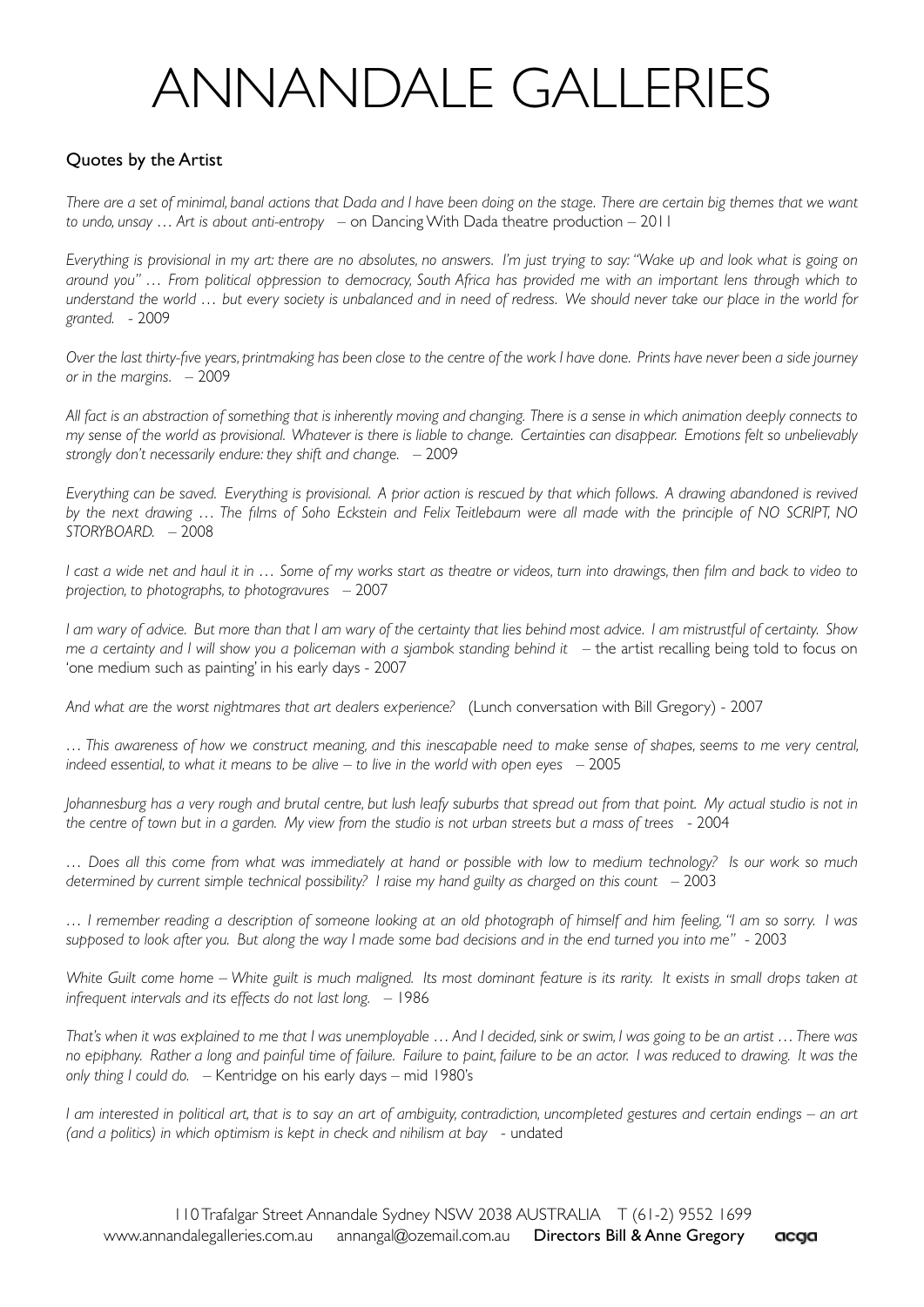# ANNANDALE GALLERIES

## Quotes by the Artist

*There are a set of minimal, banal actions that Dada and I have been doing on the stage. There are certain big themes that we want to undo, unsay … Art is about anti-entropy* – on Dancing With Dada theatre production – 2011

*Everything is provisional in my art: there are no absolutes, no answers. I'm just trying to say: "Wake up and look what is going on around you" … From political oppression to democracy, South Africa has provided me with an important lens through which to understand the world … but every society is unbalanced and in need of redress. We should never take our place in the world for granted.* - 2009

*Over the last thirty-five years, printmaking has been close to the centre of the work I have done. Prints have never been a side journey or in the margins.* – 2009

*All fact is an abstraction of something that is inherently moving and changing. There is a sense in which animation deeply connects to my sense of the world as provisional. Whatever is there is liable to change. Certainties can disappear. Emotions felt so unbelievably strongly don't necessarily endure: they shift and change.* – 2009

*Everything can be saved. Everything is provisional. A prior action is rescued by that which follows. A drawing abandoned is revived by the next drawing … The films of Soho Eckstein and Felix Teitlebaum were all made with the principle of NO SCRIPT, NO STORYBOARD.* – 2008

*I cast a wide net and haul it in … Some of my works start as theatre or videos, turn into drawings, then film and back to video to projection, to photographs, to photogravures* – 2007

*I am wary of advice. But more than that I am wary of the certainty that lies behind most advice. I am mistrustful of certainty. Show me a certainty and I will show you a policeman with a sjambok standing behind it* – the artist recalling being told to focus on 'one medium such as painting' in his early days - 2007

*And what are the worst nightmares that art dealers experience?* (Lunch conversation with Bill Gregory) - 2007

*… This awareness of how we construct meaning, and this inescapable need to make sense of shapes, seems to me very central, indeed essential, to what it means to be alive – to live in the world with open eyes* – 2005

*Johannesburg has a very rough and brutal centre, but lush leafy suburbs that spread out from that point. My actual studio is not in the centre of town but in a garden. My view from the studio is not urban streets but a mass of trees* - 2004

*… Does all this come from what was immediately at hand or possible with low to medium technology? Is our work so much determined by current simple technical possibility? I raise my hand guilty as charged on this count* – 2003

*… I remember reading a description of someone looking at an old photograph of himself and him feeling, "I am so sorry. I was supposed to look after you. But along the way I made some bad decisions and in the end turned you into me"* - 2003

*White Guilt come home – White guilt is much maligned. Its most dominant feature is its rarity. It exists in small drops taken at infrequent intervals and its effects do not last long.* – 1986

*That's when it was explained to me that I was unemployable … And I decided, sink or swim, I was going to be an artist … There was no epiphany. Rather a long and painful time of failure. Failure to paint, failure to be an actor. I was reduced to drawing. It was the only thing I could do.* – Kentridge on his early days – mid 1980's

*I am interested in political art, that is to say an art of ambiguity, contradiction, uncompleted gestures and certain endings – an art (and a politics) in which optimism is kept in check and nihilism at bay* - undated

110 Trafalgar Street Annandale Sydney NSW 2038 AUSTRALIA T (61-2) 9552 1699
www.annandalegalleries.com.au annangal@ozemail.com.au **Directors Bill & Anne Gregory** acga